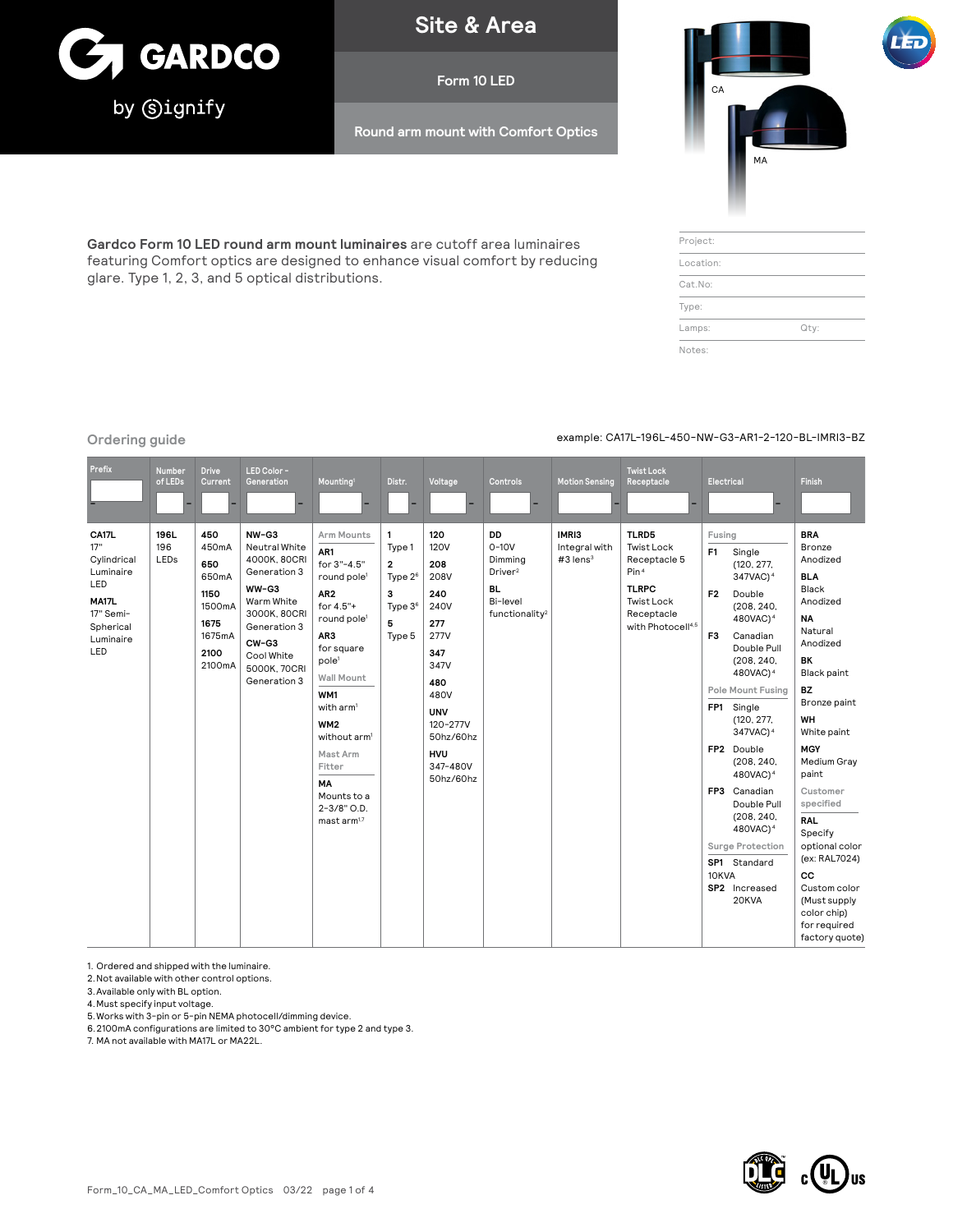# GARDCO by Signify

## Site & Area

### Form 10 LED

### Round arm mount with Comfort Optics

CA

MA

**Gardco Form 10 LED round arm mount luminaires** are cutoff area luminaires featuring Comfort optics are designed to enhance visual comfort by reducing glare. Type 1, 2, 3, and 5 optical distributions.

| | |
|---|---|
| Project: | |
| Location: | |
| Cat.No: | |
| Type: | |
| Lamps: | Qty: |
| Notes: | |

## Ordering guide

example: CA17L-196L-450-NW-G3-AR1-2-120-BL-IMRI3-BZ

| Prefix | Number of LEDs | Drive Current | LED Color - Generation | Mounting[1] | Distr. | Voltage | Controls | Motion Sensing | Twist Lock Receptacle | Electrical | Finish |
|---|---|---|---|---|---|---|---|---|---|---|---|
| **CA17L** 17" Cylindrical Luminaire LED<br>**MA17L** 17" Semi-Spherical Luminaire LED | **196L** 196 LEDs | **450** 450mA<br>**650** 650mA<br>**1150** 1500mA<br>**1675** 1675mA<br>**2100** 2100mA | **NW-G3** Neutral White 4000K, 80CRI Generation 3<br>**WW-G3** Warm White 3000K, 80CRI Generation 3<br>**CW-G3** Cool White 5000K, 70CRI Generation 3 | Arm Mounts<br>**AR1** for 3"-4.5" round pole[1]<br>**AR2** for 4.5"+ round pole[1]<br>**AR3** for square pole[1]<br>Wall Mount<br>**WM1** with arm[1]<br>**WM2** without arm[1]<br>Mast Arm Fitter<br>**MA** Mounts to a 2-3/8" O.D. mast arm[1,7] | **1** Type 1<br>**2** Type 2[6]<br>**3** Type 3[6]<br>**5** Type 5 | **120** 120V<br>**208** 208V<br>**240** 240V<br>**277** 277V<br>**347** 347V<br>**480** 480V<br>**UNV** 120-277V 50hz/60hz<br>**HVU** 347-480V 50hz/60hz | **DD** 0-10V Dimming Driver[2]<br>**BL** Bi-level functionality[2] | **IMRI3** Integral with #3 lens[3] | **TLRD5** Twist Lock Receptacle 5 Pin[4]<br>**TLRPC** Twist Lock Receptacle with Photocell[4,5] | Fusing<br>**F1** Single (120, 277, 347VAC)[4]<br>**F2** Double (208, 240, 480VAC)[4]<br>**F3** Canadian Double Pull (208, 240, 480VAC)[4]<br>Pole Mount Fusing<br>**FP1** Single (120, 277, 347VAC)[4]<br>**FP2** Double (208, 240, 480VAC)[4]<br>**FP3** Canadian Double Pull (208, 240, 480VAC)[4]<br>Surge Protection<br>**SP1** Standard 10KVA<br>**SP2** Increased 20KVA | **BRA** Bronze Anodized<br>**BLA** Black Anodized<br>**NA** Natural Anodized<br>**BK** Black paint<br>**BZ** Bronze paint<br>**WH** White paint<br>**MGY** Medium Gray paint<br>Customer specified<br>**RAL** Specify optional color (ex: RAL7024)<br>**CC** Custom color (Must supply color chip) for required factory quote) |

1. Ordered and shipped with the luminaire.
2. Not available with other control options.
3. Available only with BL option.
4. Must specify input voltage.
5. Works with 3-pin or 5-pin NEMA photocell/dimming device.
6. 2100mA configurations are limited to 30°C ambient for type 2 and type 3.
7. MA not available with MA17L or MA22L.

Form_10_CA_MA_LED_Comfort Optics 03/22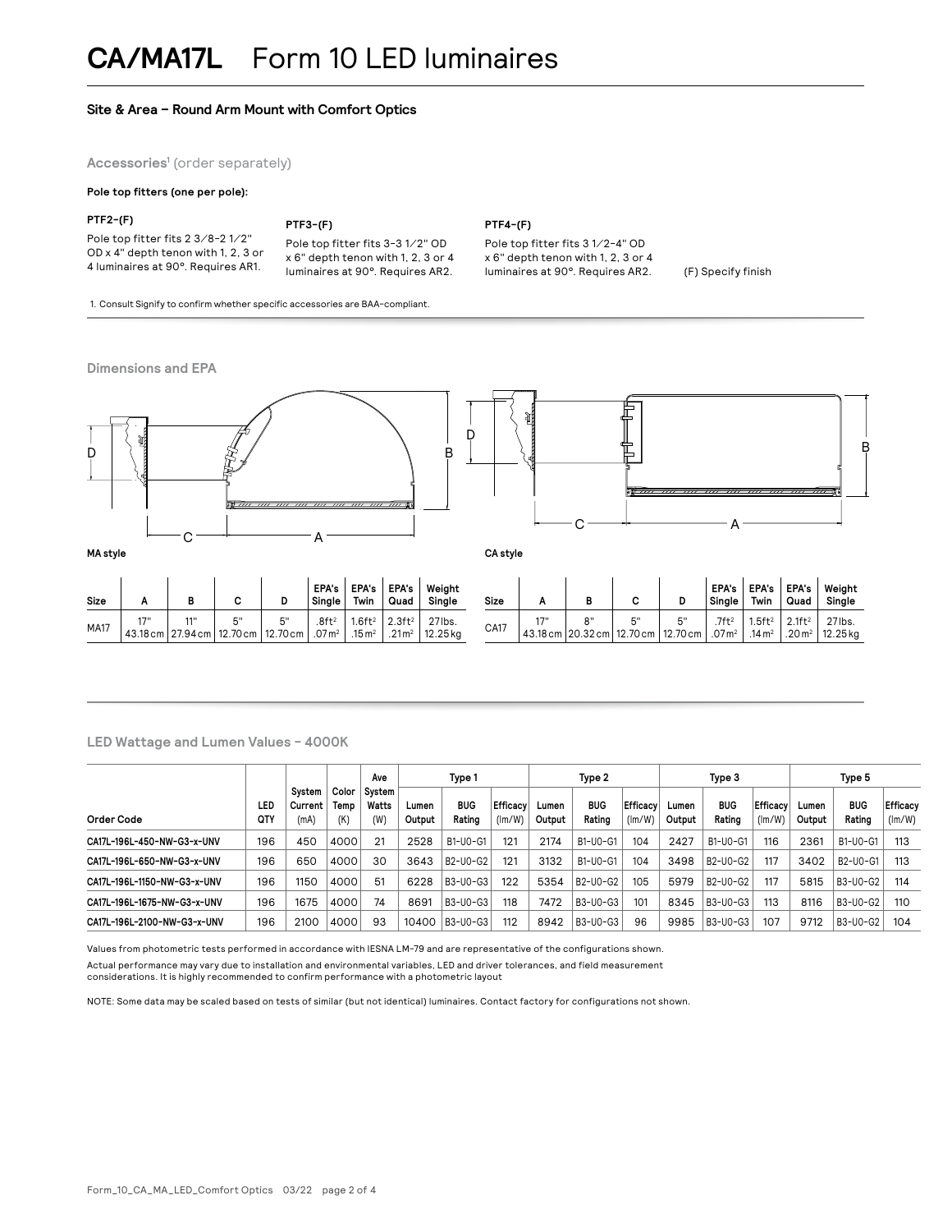# CA/MA17L Form 10 LED luminaires

### Site & Area – Round Arm Mount with Comfort Optics

## Accessories[1] (order separately)

**Pole top fitters (one per pole):**

**PTF2-(F)**
Pole top fitter fits 2 3/8-2 1/2" OD x 4" depth tenon with 1, 2, 3 or 4 luminaires at 90°. Requires AR1.

**PTF3-(F)**
Pole top fitter fits 3-3 1/2" OD x 6" depth tenon with 1, 2, 3 or 4 luminaires at 90°. Requires AR2.

**PTF4-(F)**
Pole top fitter fits 3 1/2-4" OD x 6" depth tenon with 1, 2, 3 or 4 luminaires at 90°. Requires AR2.

(F) Specify finish

1. Consult Signify to confirm whether specific accessories are BAA-compliant.

## Dimensions and EPA

MA style

| Size | A | B | C | D | EPA's Single | EPA's Twin | EPA's Quad | Weight Single |
|---|---|---|---|---|---|---|---|---|
| MA17 | 17" 43.18 cm | 11" 27.94 cm | 5" 12.70 cm | 5" 12.70 cm | .8ft² .07 m² | 1.6ft² .15 m² | 2.3ft² .21 m² | 27 lbs. 12.25 kg |

CA style

| Size | A | B | C | D | EPA's Single | EPA's Twin | EPA's Quad | Weight Single |
|---|---|---|---|---|---|---|---|---|
| CA17 | 17" 43.18 cm | 8" 20.32 cm | 5" 12.70 cm | 5" 12.70 cm | .7ft² .07 m² | 1.5ft² .14 m² | 2.1ft² .20 m² | 27 lbs. 12.25 kg |

## LED Wattage and Lumen Values – 4000K

| Order Code | LED QTY | System Current (mA) | Color Temp (K) | Ave System Watts (W) | Type 1 | | | Type 2 | | | Type 3 | | | Type 5 | | |
|---|---|---|---|---|---|---|---|---|---|---|---|---|---|---|---|---|
| | | | | | Lumen Output | BUG Rating | Efficacy (lm/W) | Lumen Output | BUG Rating | Efficacy (lm/W) | Lumen Output | BUG Rating | Efficacy (lm/W) | Lumen Output | BUG Rating | Efficacy (lm/W) |
| CA17L-196L-450-NW-G3-x-UNV | 196 | 450 | 4000 | 21 | 2528 | B1-U0-G1 | 121 | 2174 | B1-U0-G1 | 104 | 2427 | B1-U0-G1 | 116 | 2361 | B1-U0-G1 | 113 |
| CA17L-196L-650-NW-G3-x-UNV | 196 | 650 | 4000 | 30 | 3643 | B2-U0-G2 | 121 | 3132 | B1-U0-G1 | 104 | 3498 | B2-U0-G2 | 117 | 3402 | B2-U0-G1 | 113 |
| CA17L-196L-1150-NW-G3-x-UNV | 196 | 1150 | 4000 | 51 | 6228 | B3-U0-G3 | 122 | 5354 | B2-U0-G2 | 105 | 5979 | B2-U0-G2 | 117 | 5815 | B3-U0-G2 | 114 |
| CA17L-196L-1675-NW-G3-x-UNV | 196 | 1675 | 4000 | 74 | 8691 | B3-U0-G3 | 118 | 7472 | B3-U0-G3 | 101 | 8345 | B3-U0-G3 | 113 | 8116 | B3-U0-G2 | 110 |
| CA17L-196L-2100-NW-G3-x-UNV | 196 | 2100 | 4000 | 93 | 10400 | B3-U0-G3 | 112 | 8942 | B3-U0-G3 | 96 | 9985 | B3-U0-G3 | 107 | 9712 | B3-U0-G2 | 104 |

Values from photometric tests performed in accordance with IESNA LM-79 and are representative of the configurations shown.

Actual performance may vary due to installation and environmental variables, LED and driver tolerances, and field measurement considerations. It is highly recommended to confirm performance with a photometric layout

NOTE: Some data may be scaled based on tests of similar (but not identical) luminaires. Contact factory for configurations not shown.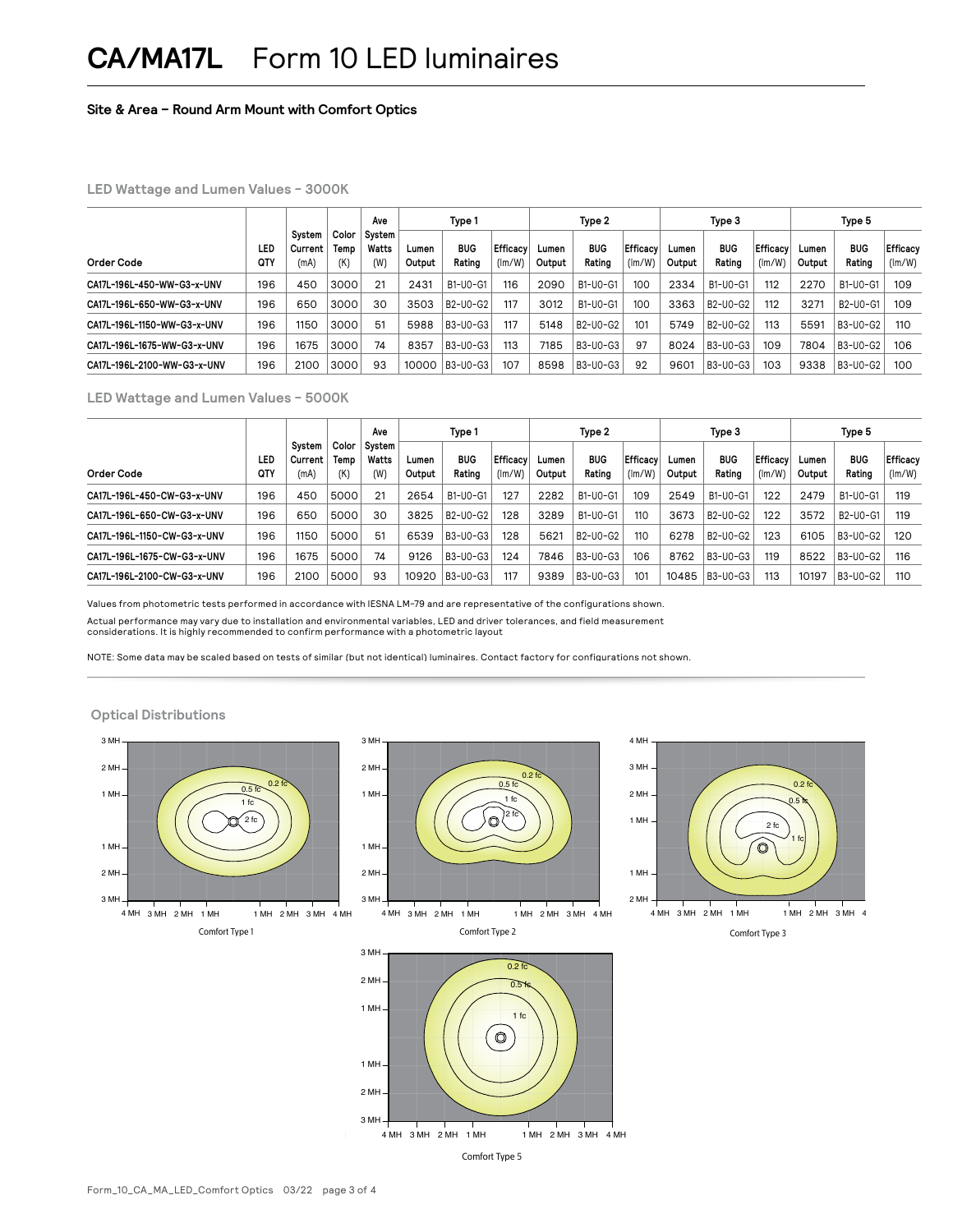# CA/MA17L Form 10 LED luminaires

**Site & Area – Round Arm Mount with Comfort Optics**

### LED Wattage and Lumen Values – 3000K

| Order Code | LED QTY | System Current (mA) | Color Temp (K) | Ave System Watts (W) | Type 1 | | | Type 2 | | | Type 3 | | | Type 5 | | |
|---|---|---|---|---|---|---|---|---|---|---|---|---|---|---|---|---|
| | | | | | Lumen Output | BUG Rating | Efficacy (lm/W) | Lumen Output | BUG Rating | Efficacy (lm/W) | Lumen Output | BUG Rating | Efficacy (lm/W) | Lumen Output | BUG Rating | Efficacy (lm/W) |
| CA17L-196L-450-WW-G3-x-UNV | 196 | 450 | 3000 | 21 | 2431 | B1-U0-G1 | 116 | 2090 | B1-U0-G1 | 100 | 2334 | B1-U0-G1 | 112 | 2270 | B1-U0-G1 | 109 |
| CA17L-196L-650-WW-G3-x-UNV | 196 | 650 | 3000 | 30 | 3503 | B2-U0-G2 | 117 | 3012 | B1-U0-G1 | 100 | 3363 | B2-U0-G2 | 112 | 3271 | B2-U0-G1 | 109 |
| CA17L-196L-1150-WW-G3-x-UNV | 196 | 1150 | 3000 | 51 | 5988 | B3-U0-G3 | 117 | 5148 | B2-U0-G2 | 101 | 5749 | B2-U0-G2 | 113 | 5591 | B3-U0-G2 | 110 |
| CA17L-196L-1675-WW-G3-x-UNV | 196 | 1675 | 3000 | 74 | 8357 | B3-U0-G3 | 113 | 7185 | B3-U0-G3 | 97 | 8024 | B3-U0-G3 | 109 | 7804 | B3-U0-G2 | 106 |
| CA17L-196L-2100-WW-G3-x-UNV | 196 | 2100 | 3000 | 93 | 10000 | B3-U0-G3 | 107 | 8598 | B3-U0-G3 | 92 | 9601 | B3-U0-G3 | 103 | 9338 | B3-U0-G2 | 100 |

### LED Wattage and Lumen Values – 5000K

| Order Code | LED QTY | System Current (mA) | Color Temp (K) | Ave System Watts (W) | Type 1 | | | Type 2 | | | Type 3 | | | Type 5 | | |
|---|---|---|---|---|---|---|---|---|---|---|---|---|---|---|---|---|
| | | | | | Lumen Output | BUG Rating | Efficacy (lm/W) | Lumen Output | BUG Rating | Efficacy (lm/W) | Lumen Output | BUG Rating | Efficacy (lm/W) | Lumen Output | BUG Rating | Efficacy (lm/W) |
| CA17L-196L-450-CW-G3-x-UNV | 196 | 450 | 5000 | 21 | 2654 | B1-U0-G1 | 127 | 2282 | B1-U0-G1 | 109 | 2549 | B1-U0-G1 | 122 | 2479 | B1-U0-G1 | 119 |
| CA17L-196L-650-CW-G3-x-UNV | 196 | 650 | 5000 | 30 | 3825 | B2-U0-G2 | 128 | 3289 | B1-U0-G1 | 110 | 3673 | B2-U0-G2 | 122 | 3572 | B2-U0-G1 | 119 |
| CA17L-196L-1150-CW-G3-x-UNV | 196 | 1150 | 5000 | 51 | 6539 | B3-U0-G3 | 128 | 5621 | B2-U0-G2 | 110 | 6278 | B2-U0-G2 | 123 | 6105 | B3-U0-G2 | 120 |
| CA17L-196L-1675-CW-G3-x-UNV | 196 | 1675 | 5000 | 74 | 9126 | B3-U0-G3 | 124 | 7846 | B3-U0-G3 | 106 | 8762 | B3-U0-G3 | 119 | 8522 | B3-U0-G2 | 116 |
| CA17L-196L-2100-CW-G3-x-UNV | 196 | 2100 | 5000 | 93 | 10920 | B3-U0-G3 | 117 | 9389 | B3-U0-G3 | 101 | 10485 | B3-U0-G3 | 113 | 10197 | B3-U0-G2 | 110 |

Values from photometric tests performed in accordance with IESNA LM-79 and are representative of the configurations shown.

Actual performance may vary due to installation and environmental variables, LED and driver tolerances, and field measurement considerations. It is highly recommended to confirm performance with a photometric layout

NOTE: Some data may be scaled based on tests of similar (but not identical) luminaires. Contact factory for configurations not shown.

### Optical Distributions

Comfort Type 1

Comfort Type 2

Comfort Type 3

Comfort Type 5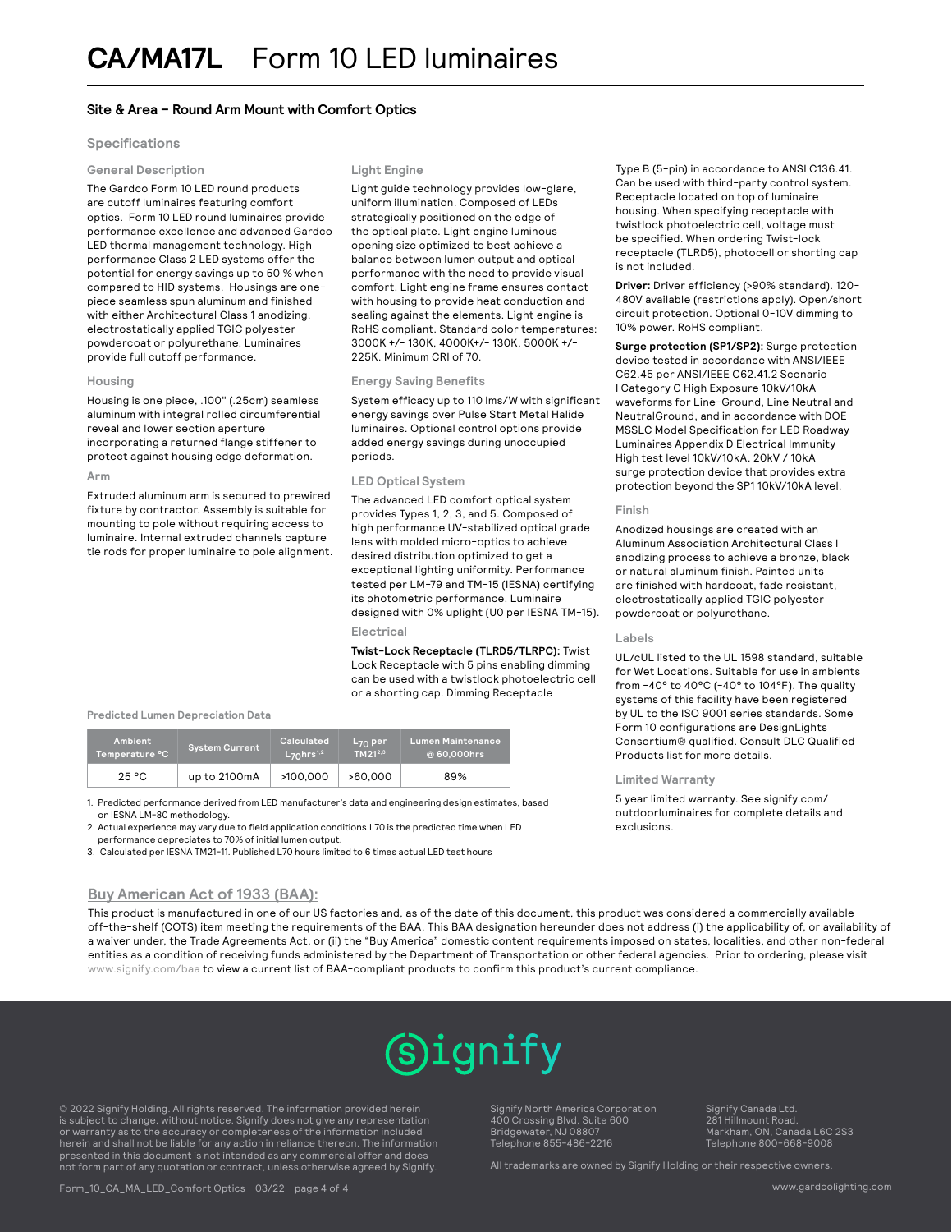# CA/MA17L Form 10 LED luminaires

## Site & Area – Round Arm Mount with Comfort Optics

### Specifications

#### General Description

The Gardco Form 10 LED round products are cutoff luminaires featuring comfort optics. Form 10 LED round luminaires provide performance excellence and advanced Gardco LED thermal management technology. High performance Class 2 LED systems offer the potential for energy savings up to 50 % when compared to HID systems. Housings are one-piece seamless spun aluminum and finished with either Architectural Class 1 anodizing, electrostatically applied TGIC polyester powdercoat or polyurethane. Luminaires provide full cutoff performance.

#### Housing

Housing is one piece, .100" (.25cm) seamless aluminum with integral rolled circumferential reveal and lower section aperture incorporating a returned flange stiffener to protect against housing edge deformation.

#### Arm

Extruded aluminum arm is secured to prewired fixture by contractor. Assembly is suitable for mounting to pole without requiring access to luminaire. Internal extruded channels capture tie rods for proper luminaire to pole alignment.

#### Light Engine

Light guide technology provides low-glare, uniform illumination. Composed of LEDs strategically positioned on the edge of the optical plate. Light engine luminous opening size optimized to best achieve a balance between lumen output and optical performance with the need to provide visual comfort. Light engine frame ensures contact with housing to provide heat conduction and sealing against the elements. Light engine is RoHS compliant. Standard color temperatures: 3000K +/- 130K, 4000K+/- 130K, 5000K +/- 225K. Minimum CRI of 70.

#### Energy Saving Benefits

System efficacy up to 110 lms/W with significant energy savings over Pulse Start Metal Halide luminaires. Optional control options provide added energy savings during unoccupied periods.

#### LED Optical System

The advanced LED comfort optical system provides Types 1, 2, 3, and 5. Composed of high performance UV-stabilized optical grade lens with molded micro-optics to achieve desired distribution optimized to get a exceptional lighting uniformity. Performance tested per LM-79 and TM-15 (IESNA) certifying its photometric performance. Luminaire designed with 0% uplight (U0 per IESNA TM-15).

#### Electrical

**Twist-Lock Receptacle (TLRD5/TLRPC):** Twist Lock Receptacle with 5 pins enabling dimming can be used with a twistlock photoelectric cell or a shorting cap. Dimming Receptacle Type B (5-pin) in accordance to ANSI C136.41. Can be used with third-party control system. Receptacle located on top of luminaire housing. When specifying receptacle with twistlock photoelectric cell, voltage must be specified. When ordering Twist-lock receptacle (TLRD5), photocell or shorting cap is not included.

**Driver:** Driver efficiency (>90% standard). 120-480V available (restrictions apply). Open/short circuit protection. Optional 0-10V dimming to 10% power. RoHS compliant.

**Surge protection (SP1/SP2):** Surge protection device tested in accordance with ANSI/IEEE C62.45 per ANSI/IEEE C62.41.2 Scenario I Category C High Exposure 10kV/10kA waveforms for Line-Ground, Line Neutral and NeutralGround, and in accordance with DOE MSSLC Model Specification for LED Roadway Luminaires Appendix D Electrical Immunity High test level 10kV/10kA. 20kV / 10kA surge protection device that provides extra protection beyond the SP1 10kV/10kA level.

#### Finish

Anodized housings are created with an Aluminum Association Architectural Class I anodizing process to achieve a bronze, black or natural aluminum finish. Painted units are finished with hardcoat, fade resistant, electrostatically applied TGIC polyester powdercoat or polyurethane.

#### Labels

UL/cUL listed to the UL 1598 standard, suitable for Wet Locations. Suitable for use in ambients from -40° to 40°C (-40° to 104°F). The quality systems of this facility have been registered by UL to the ISO 9001 series standards. Some Form 10 configurations are DesignLights Consortium® qualified. Consult DLC Qualified Products list for more details.

#### Limited Warranty

5 year limited warranty. See signify.com/outdoorluminaires for complete details and exclusions.

#### Predicted Lumen Depreciation Data

| Ambient Temperature °C | System Current | Calculated $L_{70}$hrs[1,2] | $L_{70}$ per TM21[2,3] | Lumen Maintenance @ 60,000hrs |
|---|---|---|---|---|
| 25 °C | up to 2100mA | >100,000 | >60,000 | 89% |

1. Predicted performance derived from LED manufacturer's data and engineering design estimates, based on IESNA LM-80 methodology.
2. Actual experience may vary due to field application conditions.L70 is the predicted time when LED performance depreciates to 70% of initial lumen output.
3. Calculated per IESNA TM21-11. Published L70 hours limited to 6 times actual LED test hours

## Buy American Act of 1933 (BAA):

This product is manufactured in one of our US factories and, as of the date of this document, this product was considered a commercially available off-the-shelf (COTS) item meeting the requirements of the BAA. This BAA designation hereunder does not address (i) the applicability of, or availability of a waiver under, the Trade Agreements Act, or (ii) the "Buy America" domestic content requirements imposed on states, localities, and other non-federal entities as a condition of receiving funds administered by the Department of Transportation or other federal agencies. Prior to ordering, please visit www.signify.com/baa to view a current list of BAA-compliant products to confirm this product's current compliance.

signify

© 2022 Signify Holding. All rights reserved. The information provided herein is subject to change, without notice. Signify does not give any representation or warranty as to the accuracy or completeness of the information included herein and shall not be liable for any action in reliance thereon. The information presented in this document is not intended as any commercial offer and does not form part of any quotation or contract, unless otherwise agreed by Signify.

Signify North America Corporation
400 Crossing Blvd, Suite 600
Bridgewater, NJ 08807
Telephone 855-486-2216

Signify Canada Ltd.
281 Hillmount Road,
Markham, ON, Canada L6C 2S3
Telephone 800-668-9008

All trademarks are owned by Signify Holding or their respective owners.

Form_10_CA_MA_LED_Comfort Optics 03/22

www.gardcolighting.com